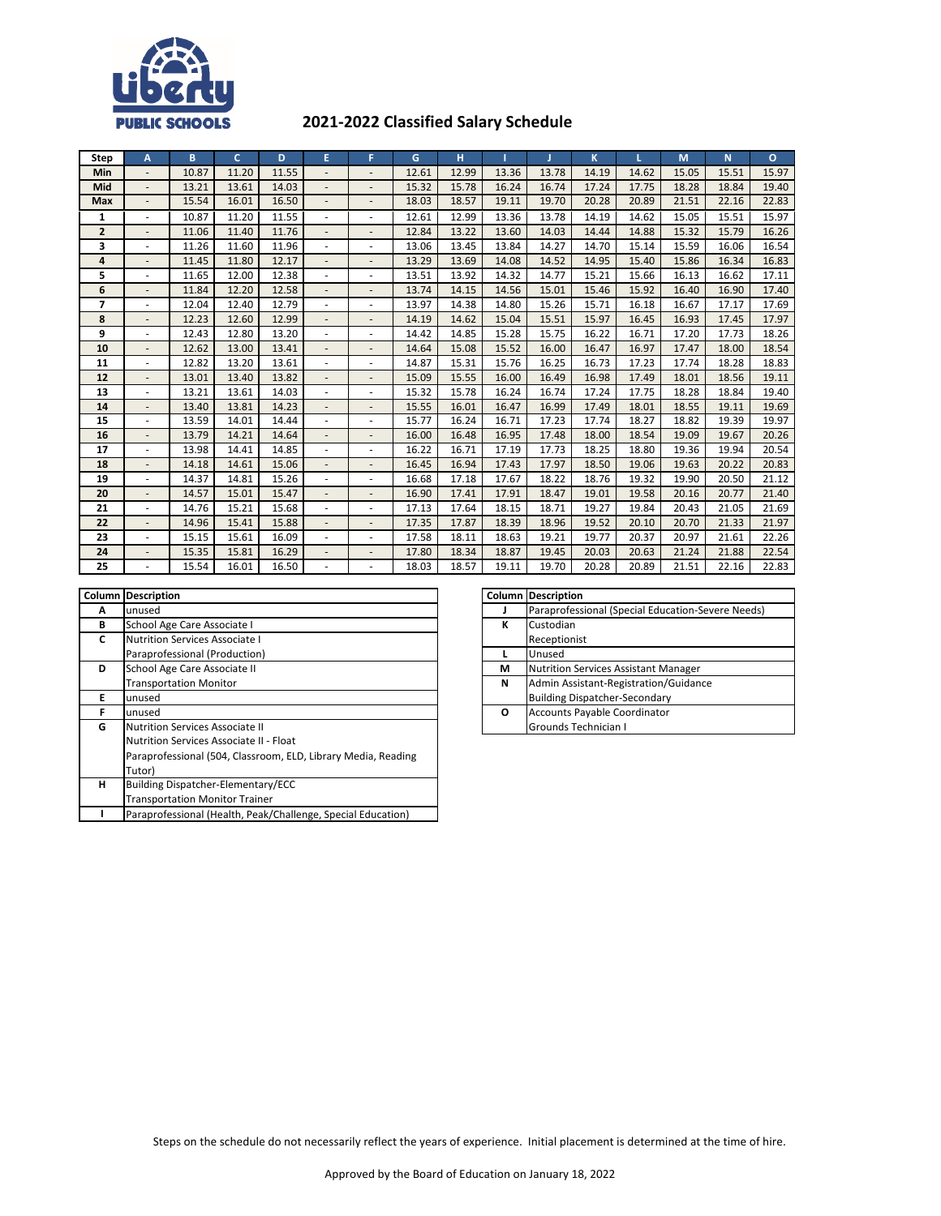# 2021-2022 Classified Salary Schedule

| Step | A | B | C | D | E | F | G | H | I | J | K | L | M | N | O |
|---|---|---|---|---|---|---|---|---|---|---|---|---|---|---|---|
| Min | - | 10.87 | 11.20 | 11.55 | - | - | 12.61 | 12.99 | 13.36 | 13.78 | 14.19 | 14.62 | 15.05 | 15.51 | 15.97 |
| Mid | - | 13.21 | 13.61 | 14.03 | - | - | 15.32 | 15.78 | 16.24 | 16.74 | 17.24 | 17.75 | 18.28 | 18.84 | 19.40 |
| Max | - | 15.54 | 16.01 | 16.50 | - | - | 18.03 | 18.57 | 19.11 | 19.70 | 20.28 | 20.89 | 21.51 | 22.16 | 22.83 |
| 1 | - | 10.87 | 11.20 | 11.55 | - | - | 12.61 | 12.99 | 13.36 | 13.78 | 14.19 | 14.62 | 15.05 | 15.51 | 15.97 |
| 2 | - | 11.06 | 11.40 | 11.76 | - | - | 12.84 | 13.22 | 13.60 | 14.03 | 14.44 | 14.88 | 15.32 | 15.79 | 16.26 |
| 3 | - | 11.26 | 11.60 | 11.96 | - | - | 13.06 | 13.45 | 13.84 | 14.27 | 14.70 | 15.14 | 15.59 | 16.06 | 16.54 |
| 4 | - | 11.45 | 11.80 | 12.17 | - | - | 13.29 | 13.69 | 14.08 | 14.52 | 14.95 | 15.40 | 15.86 | 16.34 | 16.83 |
| 5 | - | 11.65 | 12.00 | 12.38 | - | - | 13.51 | 13.92 | 14.32 | 14.77 | 15.21 | 15.66 | 16.13 | 16.62 | 17.11 |
| 6 | - | 11.84 | 12.20 | 12.58 | - | - | 13.74 | 14.15 | 14.56 | 15.01 | 15.46 | 15.92 | 16.40 | 16.90 | 17.40 |
| 7 | - | 12.04 | 12.40 | 12.79 | - | - | 13.97 | 14.38 | 14.80 | 15.26 | 15.71 | 16.18 | 16.67 | 17.17 | 17.69 |
| 8 | - | 12.23 | 12.60 | 12.99 | - | - | 14.19 | 14.62 | 15.04 | 15.51 | 15.97 | 16.45 | 16.93 | 17.45 | 17.97 |
| 9 | - | 12.43 | 12.80 | 13.20 | - | - | 14.42 | 14.85 | 15.28 | 15.75 | 16.22 | 16.71 | 17.20 | 17.73 | 18.26 |
| 10 | - | 12.62 | 13.00 | 13.41 | - | - | 14.64 | 15.08 | 15.52 | 16.00 | 16.47 | 16.97 | 17.47 | 18.00 | 18.54 |
| 11 | - | 12.82 | 13.20 | 13.61 | - | - | 14.87 | 15.31 | 15.76 | 16.25 | 16.73 | 17.23 | 17.74 | 18.28 | 18.83 |
| 12 | - | 13.01 | 13.40 | 13.82 | - | - | 15.09 | 15.55 | 16.00 | 16.49 | 16.98 | 17.49 | 18.01 | 18.56 | 19.11 |
| 13 | - | 13.21 | 13.61 | 14.03 | - | - | 15.32 | 15.78 | 16.24 | 16.74 | 17.24 | 17.75 | 18.28 | 18.84 | 19.40 |
| 14 | - | 13.40 | 13.81 | 14.23 | - | - | 15.55 | 16.01 | 16.47 | 16.99 | 17.49 | 18.01 | 18.55 | 19.11 | 19.69 |
| 15 | - | 13.59 | 14.01 | 14.44 | - | - | 15.77 | 16.24 | 16.71 | 17.23 | 17.74 | 18.27 | 18.82 | 19.39 | 19.97 |
| 16 | - | 13.79 | 14.21 | 14.64 | - | - | 16.00 | 16.48 | 16.95 | 17.48 | 18.00 | 18.54 | 19.09 | 19.67 | 20.26 |
| 17 | - | 13.98 | 14.41 | 14.85 | - | - | 16.22 | 16.71 | 17.19 | 17.73 | 18.25 | 18.80 | 19.36 | 19.94 | 20.54 |
| 18 | - | 14.18 | 14.61 | 15.06 | - | - | 16.45 | 16.94 | 17.43 | 17.97 | 18.50 | 19.06 | 19.63 | 20.22 | 20.83 |
| 19 | - | 14.37 | 14.81 | 15.26 | - | - | 16.68 | 17.18 | 17.67 | 18.22 | 18.76 | 19.32 | 19.90 | 20.50 | 21.12 |
| 20 | - | 14.57 | 15.01 | 15.47 | - | - | 16.90 | 17.41 | 17.91 | 18.47 | 19.01 | 19.58 | 20.16 | 20.77 | 21.40 |
| 21 | - | 14.76 | 15.21 | 15.68 | - | - | 17.13 | 17.64 | 18.15 | 18.71 | 19.27 | 19.84 | 20.43 | 21.05 | 21.69 |
| 22 | - | 14.96 | 15.41 | 15.88 | - | - | 17.35 | 17.87 | 18.39 | 18.96 | 19.52 | 20.10 | 20.70 | 21.33 | 21.97 |
| 23 | - | 15.15 | 15.61 | 16.09 | - | - | 17.58 | 18.11 | 18.63 | 19.21 | 19.77 | 20.37 | 20.97 | 21.61 | 22.26 |
| 24 | - | 15.35 | 15.81 | 16.29 | - | - | 17.80 | 18.34 | 18.87 | 19.45 | 20.03 | 20.63 | 21.24 | 21.88 | 22.54 |
| 25 | - | 15.54 | 16.01 | 16.50 | - | - | 18.03 | 18.57 | 19.11 | 19.70 | 20.28 | 20.89 | 21.51 | 22.16 | 22.83 |

| Column | Description |
|---|---|
| A | unused |
| B | School Age Care Associate I |
| C | Nutrition Services Associate I<br>Paraprofessional (Production) |
| D | School Age Care Associate II<br>Transportation Monitor |
| E | unused |
| F | unused |
| G | Nutrition Services Associate II<br>Nutrition Services Associate II - Float<br>Paraprofessional (504, Classroom, ELD, Library Media, Reading Tutor) |
| H | Building Dispatcher-Elementary/ECC<br>Transportation Monitor Trainer |
| I | Paraprofessional (Health, Peak/Challenge, Special Education) |

| Column | Description |
|---|---|
| J | Paraprofessional (Special Education-Severe Needs) |
| K | Custodian<br>Receptionist |
| L | Unused |
| M | Nutrition Services Assistant Manager |
| N | Admin Assistant-Registration/Guidance<br>Building Dispatcher-Secondary |
| O | Accounts Payable Coordinator<br>Grounds Technician I |

Steps on the schedule do not necessarily reflect the years of experience. Initial placement is determined at the time of hire.

Approved by the Board of Education on January 18, 2022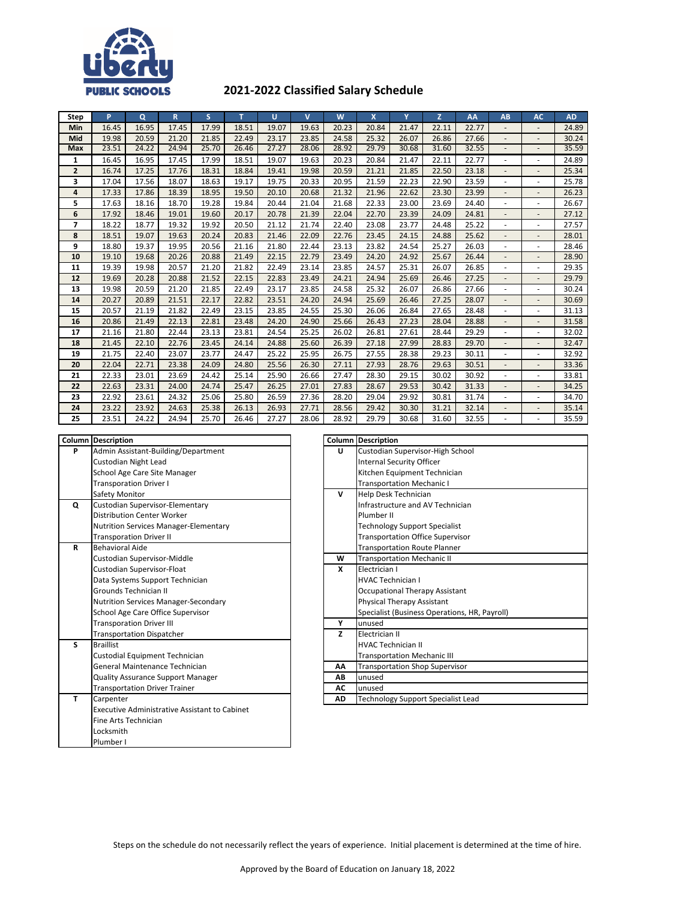**Liberty PUBLIC SCHOOLS**

# 2021-2022 Classified Salary Schedule

| Step | P | Q | R | S | T | U | V | W | X | Y | Z | AA | AB | AC | AD |
|---|---|---|---|---|---|---|---|---|---|---|---|---|---|---|---|
| **Min** | 16.45 | 16.95 | 17.45 | 17.99 | 18.51 | 19.07 | 19.63 | 20.23 | 20.84 | 21.47 | 22.11 | 22.77 | - | - | 24.89 |
| **Mid** | 19.98 | 20.59 | 21.20 | 21.85 | 22.49 | 23.17 | 23.85 | 24.58 | 25.32 | 26.07 | 26.86 | 27.66 | - | - | 30.24 |
| **Max** | 23.51 | 24.22 | 24.94 | 25.70 | 26.46 | 27.27 | 28.06 | 28.92 | 29.79 | 30.68 | 31.60 | 32.55 | - | - | 35.59 |
| **1** | 16.45 | 16.95 | 17.45 | 17.99 | 18.51 | 19.07 | 19.63 | 20.23 | 20.84 | 21.47 | 22.11 | 22.77 | - | - | 24.89 |
| **2** | 16.74 | 17.25 | 17.76 | 18.31 | 18.84 | 19.41 | 19.98 | 20.59 | 21.21 | 21.85 | 22.50 | 23.18 | - | - | 25.34 |
| **3** | 17.04 | 17.56 | 18.07 | 18.63 | 19.17 | 19.75 | 20.33 | 20.95 | 21.59 | 22.23 | 22.90 | 23.59 | - | - | 25.78 |
| **4** | 17.33 | 17.86 | 18.39 | 18.95 | 19.50 | 20.10 | 20.68 | 21.32 | 21.96 | 22.62 | 23.30 | 23.99 | - | - | 26.23 |
| **5** | 17.63 | 18.16 | 18.70 | 19.28 | 19.84 | 20.44 | 21.04 | 21.68 | 22.33 | 23.00 | 23.69 | 24.40 | - | - | 26.67 |
| **6** | 17.92 | 18.46 | 19.01 | 19.60 | 20.17 | 20.78 | 21.39 | 22.04 | 22.70 | 23.39 | 24.09 | 24.81 | - | - | 27.12 |
| **7** | 18.22 | 18.77 | 19.32 | 19.92 | 20.50 | 21.12 | 21.74 | 22.40 | 23.08 | 23.77 | 24.48 | 25.22 | - | - | 27.57 |
| **8** | 18.51 | 19.07 | 19.63 | 20.24 | 20.83 | 21.46 | 22.09 | 22.76 | 23.45 | 24.15 | 24.88 | 25.62 | - | - | 28.01 |
| **9** | 18.80 | 19.37 | 19.95 | 20.56 | 21.16 | 21.80 | 22.44 | 23.13 | 23.82 | 24.54 | 25.27 | 26.03 | - | - | 28.46 |
| **10** | 19.10 | 19.68 | 20.26 | 20.88 | 21.49 | 22.15 | 22.79 | 23.49 | 24.20 | 24.92 | 25.67 | 26.44 | - | - | 28.90 |
| **11** | 19.39 | 19.98 | 20.57 | 21.20 | 21.82 | 22.49 | 23.14 | 23.85 | 24.57 | 25.31 | 26.07 | 26.85 | - | - | 29.35 |
| **12** | 19.69 | 20.28 | 20.88 | 21.52 | 22.15 | 22.83 | 23.49 | 24.21 | 24.94 | 25.69 | 26.46 | 27.25 | - | - | 29.79 |
| **13** | 19.98 | 20.59 | 21.20 | 21.85 | 22.49 | 23.17 | 23.85 | 24.58 | 25.32 | 26.07 | 26.86 | 27.66 | - | - | 30.24 |
| **14** | 20.27 | 20.89 | 21.51 | 22.17 | 22.82 | 23.51 | 24.20 | 24.94 | 25.69 | 26.46 | 27.25 | 28.07 | - | - | 30.69 |
| **15** | 20.57 | 21.19 | 21.82 | 22.49 | 23.15 | 23.85 | 24.55 | 25.30 | 26.06 | 26.84 | 27.65 | 28.48 | - | - | 31.13 |
| **16** | 20.86 | 21.49 | 22.13 | 22.81 | 23.48 | 24.20 | 24.90 | 25.66 | 26.43 | 27.23 | 28.04 | 28.88 | - | - | 31.58 |
| **17** | 21.16 | 21.80 | 22.44 | 23.13 | 23.81 | 24.54 | 25.25 | 26.02 | 26.81 | 27.61 | 28.44 | 29.29 | - | - | 32.02 |
| **18** | 21.45 | 22.10 | 22.76 | 23.45 | 24.14 | 24.88 | 25.60 | 26.39 | 27.18 | 27.99 | 28.83 | 29.70 | - | - | 32.47 |
| **19** | 21.75 | 22.40 | 23.07 | 23.77 | 24.47 | 25.22 | 25.95 | 26.75 | 27.55 | 28.38 | 29.23 | 30.11 | - | - | 32.92 |
| **20** | 22.04 | 22.71 | 23.38 | 24.09 | 24.80 | 25.56 | 26.30 | 27.11 | 27.93 | 28.76 | 29.63 | 30.51 | - | - | 33.36 |
| **21** | 22.33 | 23.01 | 23.69 | 24.42 | 25.14 | 25.90 | 26.66 | 27.47 | 28.30 | 29.15 | 30.02 | 30.92 | - | - | 33.81 |
| **22** | 22.63 | 23.31 | 24.00 | 24.74 | 25.47 | 26.25 | 27.01 | 27.83 | 28.67 | 29.53 | 30.42 | 31.33 | - | - | 34.25 |
| **23** | 22.92 | 23.61 | 24.32 | 25.06 | 25.80 | 26.59 | 27.36 | 28.20 | 29.04 | 29.92 | 30.81 | 31.74 | - | - | 34.70 |
| **24** | 23.22 | 23.92 | 24.63 | 25.38 | 26.13 | 26.93 | 27.71 | 28.56 | 29.42 | 30.30 | 31.21 | 32.14 | - | - | 35.14 |
| **25** | 23.51 | 24.22 | 24.94 | 25.70 | 26.46 | 27.27 | 28.06 | 28.92 | 29.79 | 30.68 | 31.60 | 32.55 | - | - | 35.59 |

| Column | Description |
|---|---|
| **P** | Admin Assistant-Building/Department |
| | Custodian Night Lead |
| | School Age Care Site Manager |
| | Transporation Driver I |
| | Safety Monitor |
| **Q** | Custodian Supervisor-Elementary |
| | Distribution Center Worker |
| | Nutrition Services Manager-Elementary |
| | Transporation Driver II |
| **R** | Behavioral Aide |
| | Custodian Supervisor-Middle |
| | Custodian Supervisor-Float |
| | Data Systems Support Technician |
| | Grounds Technician II |
| | Nutrition Services Manager-Secondary |
| | School Age Care Office Supervisor |
| | Transporation Driver III |
| | Transportation Dispatcher |
| **S** | Braillist |
| | Custodial Equipment Technician |
| | General Maintenance Technician |
| | Quality Assurance Support Manager |
| | Transportation Driver Trainer |
| **T** | Carpenter |
| | Executive Administrative Assistant to Cabinet |
| | Fine Arts Technician |
| | Locksmith |
| | Plumber I |

| Column | Description |
|---|---|
| **U** | Custodian Supervisor-High School |
| | Internal Security Officer |
| | Kitchen Equipment Technician |
| | Transportation Mechanic I |
| **V** | Help Desk Technician |
| | Infrastructure and AV Technician |
| | Plumber II |
| | Technology Support Specialist |
| | Transportation Office Supervisor |
| | Transportation Route Planner |
| **W** | Transportation Mechanic II |
| **X** | Electrician I |
| | HVAC Technician I |
| | Occupational Therapy Assistant |
| | Physical Therapy Assistant |
| | Specialist (Business Operations, HR, Payroll) |
| **Y** | unused |
| **Z** | Electrician II |
| | HVAC Technician II |
| | Transportation Mechanic III |
| **AA** | Transportation Shop Supervisor |
| **AB** | unused |
| **AC** | unused |
| **AD** | Technology Support Specialist Lead |

Steps on the schedule do not necessarily reflect the years of experience. Initial placement is determined at the time of hire.

Approved by the Board of Education on January 18, 2022